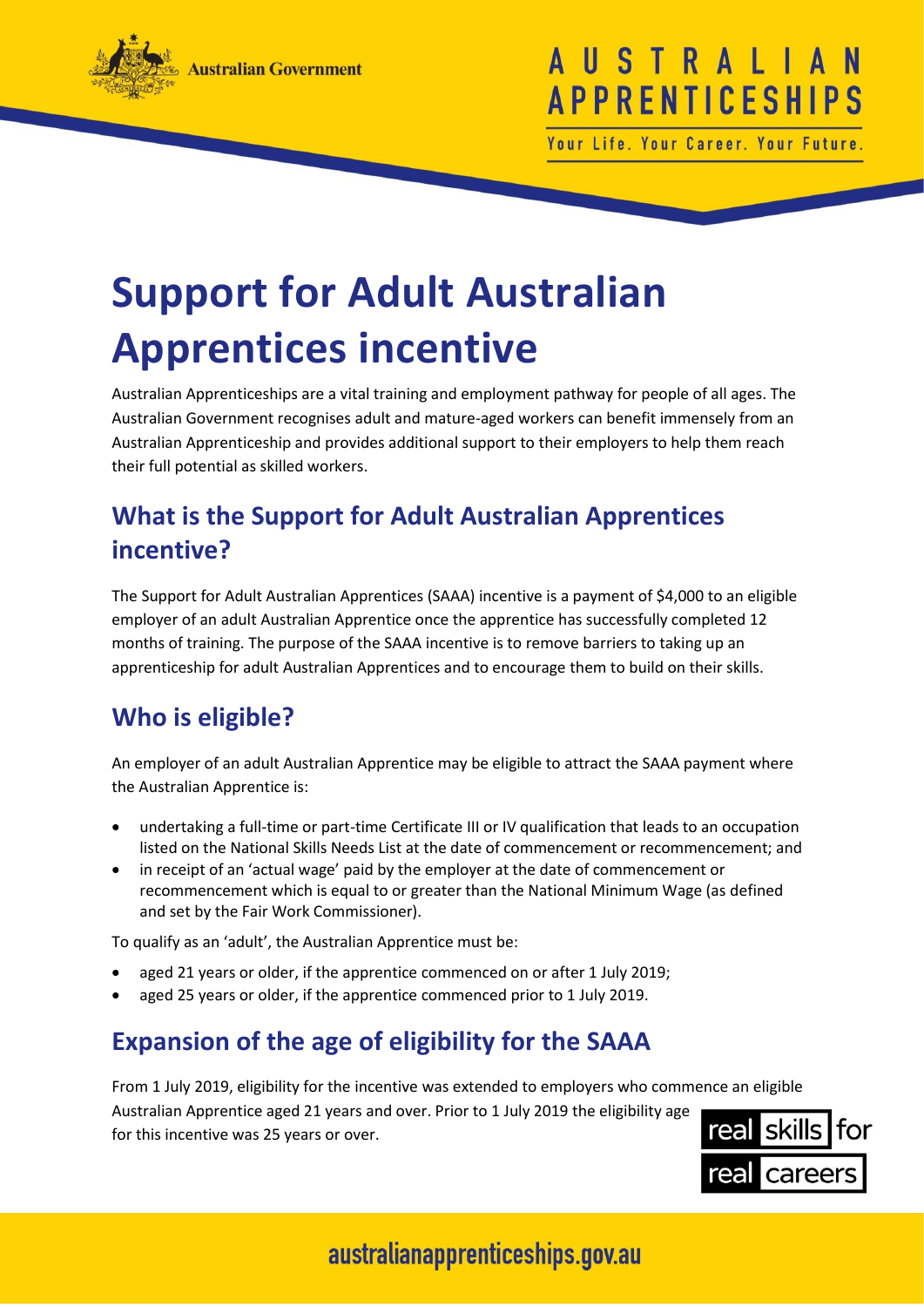# Support for Adult Australian Apprentices incentive

Australian Apprenticeships are a vital training and employment pathway for people of all ages. The Australian Government recognises adult and mature-aged workers can benefit immensely from an Australian Apprenticeship and provides additional support to their employers to help them reach their full potential as skilled workers.

## What is the Support for Adult Australian Apprentices incentive?

The Support for Adult Australian Apprentices (SAAA) incentive is a payment of $4,000 to an eligible employer of an adult Australian Apprentice once the apprentice has successfully completed 12 months of training. The purpose of the SAAA incentive is to remove barriers to taking up an apprenticeship for adult Australian Apprentices and to encourage them to build on their skills.

## Who is eligible?

An employer of an adult Australian Apprentice may be eligible to attract the SAAA payment where the Australian Apprentice is:

- undertaking a full-time or part-time Certificate III or IV qualification that leads to an occupation listed on the National Skills Needs List at the date of commencement or recommencement; and
- in receipt of an 'actual wage' paid by the employer at the date of commencement or recommencement which is equal to or greater than the National Minimum Wage (as defined and set by the Fair Work Commissioner).

To qualify as an 'adult', the Australian Apprentice must be:

- aged 21 years or older, if the apprentice commenced on or after 1 July 2019;
- aged 25 years or older, if the apprentice commenced prior to 1 July 2019.

## Expansion of the age of eligibility for the SAAA

From 1 July 2019, eligibility for the incentive was extended to employers who commence an eligible Australian Apprentice aged 21 years and over. Prior to 1 July 2019 the eligibility age for this incentive was 25 years or over.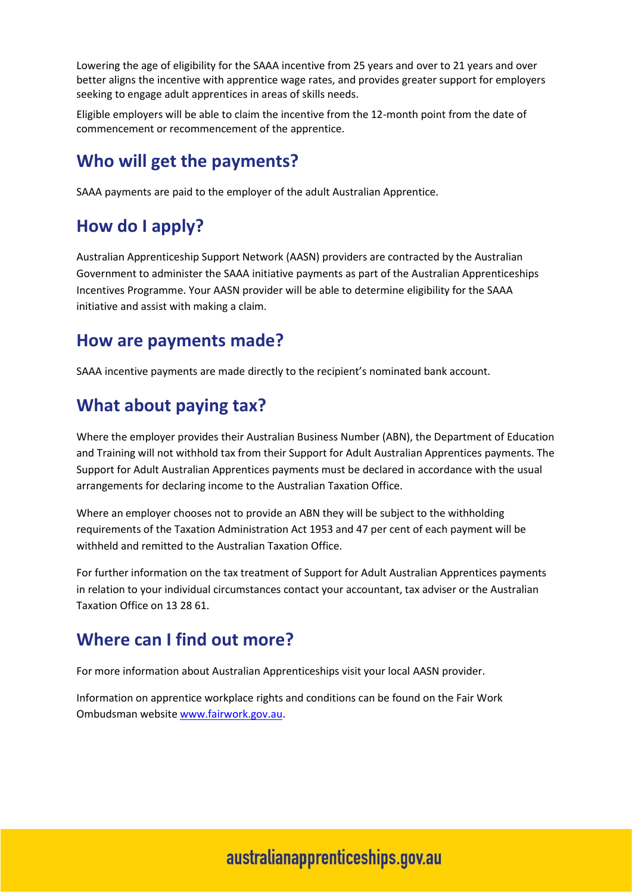Lowering the age of eligibility for the SAAA incentive from 25 years and over to 21 years and over better aligns the incentive with apprentice wage rates, and provides greater support for employers seeking to engage adult apprentices in areas of skills needs.

Eligible employers will be able to claim the incentive from the 12-month point from the date of commencement or recommencement of the apprentice.

## Who will get the payments?

SAAA payments are paid to the employer of the adult Australian Apprentice.

## How do I apply?

Australian Apprenticeship Support Network (AASN) providers are contracted by the Australian Government to administer the SAAA initiative payments as part of the Australian Apprenticeships Incentives Programme. Your AASN provider will be able to determine eligibility for the SAAA initiative and assist with making a claim.

## How are payments made?

SAAA incentive payments are made directly to the recipient's nominated bank account.

## What about paying tax?

Where the employer provides their Australian Business Number (ABN), the Department of Education and Training will not withhold tax from their Support for Adult Australian Apprentices payments. The Support for Adult Australian Apprentices payments must be declared in accordance with the usual arrangements for declaring income to the Australian Taxation Office.

Where an employer chooses not to provide an ABN they will be subject to the withholding requirements of the Taxation Administration Act 1953 and 47 per cent of each payment will be withheld and remitted to the Australian Taxation Office.

For further information on the tax treatment of Support for Adult Australian Apprentices payments in relation to your individual circumstances contact your accountant, tax adviser or the Australian Taxation Office on 13 28 61.

## Where can I find out more?

For more information about Australian Apprenticeships visit your local AASN provider.

Information on apprentice workplace rights and conditions can be found on the Fair Work Ombudsman website www.fairwork.gov.au.

australianapprenticeships.gov.au